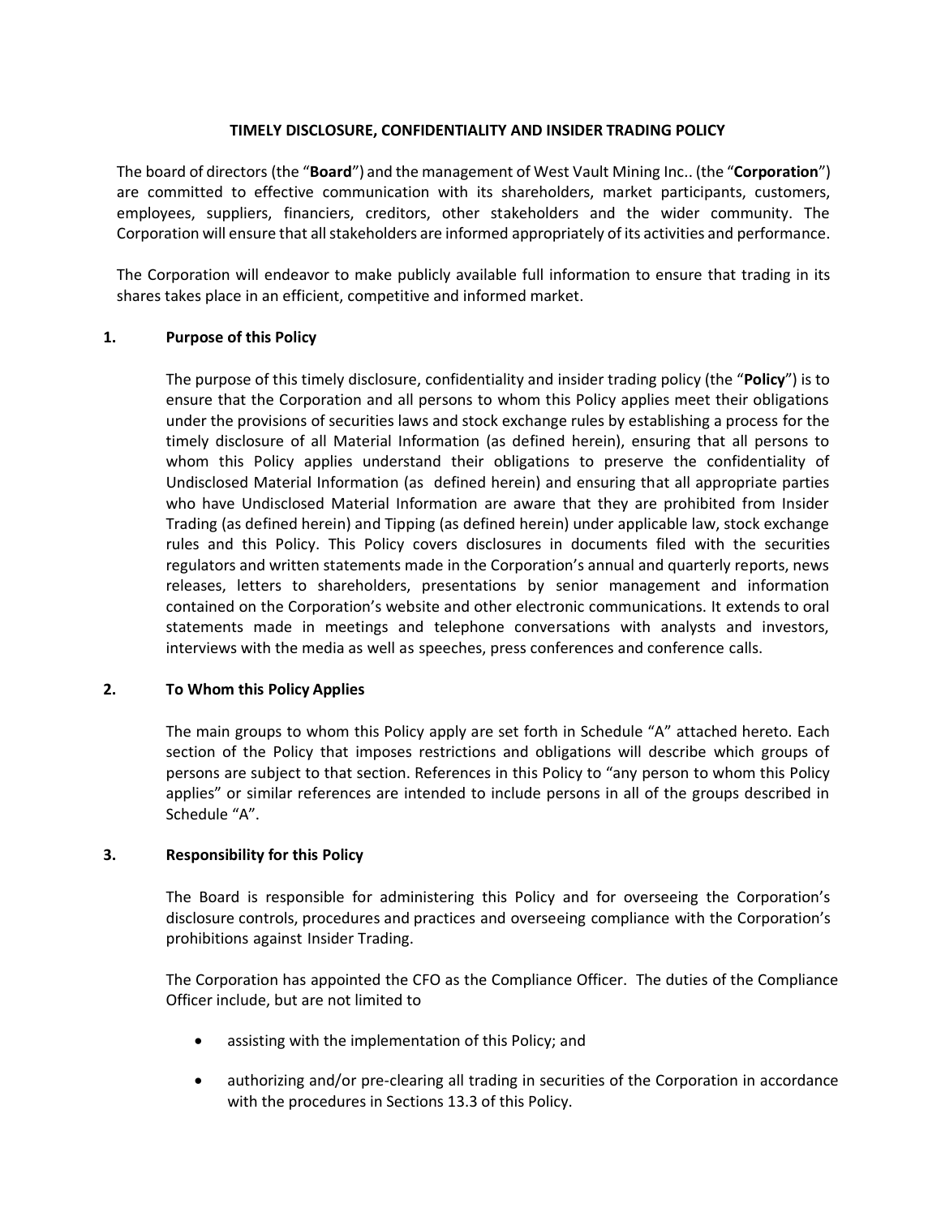# TIMELY DISCLOSURE, CONFIDENTIALITY AND INSIDER TRADING POLICY

The board of directors (the "**Board**") and the management of West Vault Mining Inc.. (the "**Corporation**") are committed to effective communication with its shareholders, market participants, customers, employees, suppliers, financiers, creditors, other stakeholders and the wider community. The Corporation will ensure that all stakeholders are informed appropriately of its activities and performance.

The Corporation will endeavor to make publicly available full information to ensure that trading in its shares takes place in an efficient, competitive and informed market.

## 1. Purpose of this Policy

The purpose of this timely disclosure, confidentiality and insider trading policy (the "**Policy**") is to ensure that the Corporation and all persons to whom this Policy applies meet their obligations under the provisions of securities laws and stock exchange rules by establishing a process for the timely disclosure of all Material Information (as defined herein), ensuring that all persons to whom this Policy applies understand their obligations to preserve the confidentiality of Undisclosed Material Information (as defined herein) and ensuring that all appropriate parties who have Undisclosed Material Information are aware that they are prohibited from Insider Trading (as defined herein) and Tipping (as defined herein) under applicable law, stock exchange rules and this Policy. This Policy covers disclosures in documents filed with the securities regulators and written statements made in the Corporation's annual and quarterly reports, news releases, letters to shareholders, presentations by senior management and information contained on the Corporation's website and other electronic communications. It extends to oral statements made in meetings and telephone conversations with analysts and investors, interviews with the media as well as speeches, press conferences and conference calls.

## 2. To Whom this Policy Applies

The main groups to whom this Policy apply are set forth in Schedule "A" attached hereto. Each section of the Policy that imposes restrictions and obligations will describe which groups of persons are subject to that section. References in this Policy to "any person to whom this Policy applies" or similar references are intended to include persons in all of the groups described in Schedule "A".

## 3. Responsibility for this Policy

The Board is responsible for administering this Policy and for overseeing the Corporation's disclosure controls, procedures and practices and overseeing compliance with the Corporation's prohibitions against Insider Trading.

The Corporation has appointed the CFO as the Compliance Officer. The duties of the Compliance Officer include, but are not limited to

- assisting with the implementation of this Policy; and
- authorizing and/or pre-clearing all trading in securities of the Corporation in accordance with the procedures in Sections 13.3 of this Policy.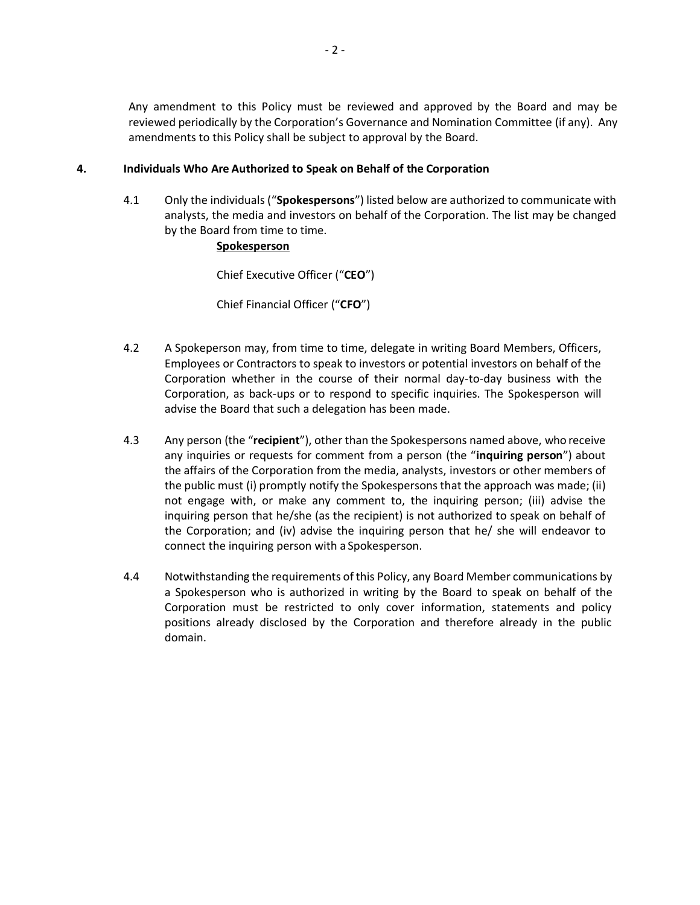Any amendment to this Policy must be reviewed and approved by the Board and may be reviewed periodically by the Corporation's Governance and Nomination Committee (if any). Any amendments to this Policy shall be subject to approval by the Board.

## 4. Individuals Who Are Authorized to Speak on Behalf of the Corporation

4.1 Only the individuals ("**Spokespersons**") listed below are authorized to communicate with analysts, the media and investors on behalf of the Corporation. The list may be changed by the Board from time to time.

**Spokesperson**

Chief Executive Officer ("**CEO**")

Chief Financial Officer ("**CFO**")

4.2 A Spokeperson may, from time to time, delegate in writing Board Members, Officers, Employees or Contractors to speak to investors or potential investors on behalf of the Corporation whether in the course of their normal day-to-day business with the Corporation, as back-ups or to respond to specific inquiries. The Spokesperson will advise the Board that such a delegation has been made.

4.3 Any person (the "**recipient**"), other than the Spokespersons named above, who receive any inquiries or requests for comment from a person (the "**inquiring person**") about the affairs of the Corporation from the media, analysts, investors or other members of the public must (i) promptly notify the Spokespersons that the approach was made; (ii) not engage with, or make any comment to, the inquiring person; (iii) advise the inquiring person that he/she (as the recipient) is not authorized to speak on behalf of the Corporation; and (iv) advise the inquiring person that he/ she will endeavor to connect the inquiring person with a Spokesperson.

4.4 Notwithstanding the requirements of this Policy, any Board Member communications by a Spokesperson who is authorized in writing by the Board to speak on behalf of the Corporation must be restricted to only cover information, statements and policy positions already disclosed by the Corporation and therefore already in the public domain.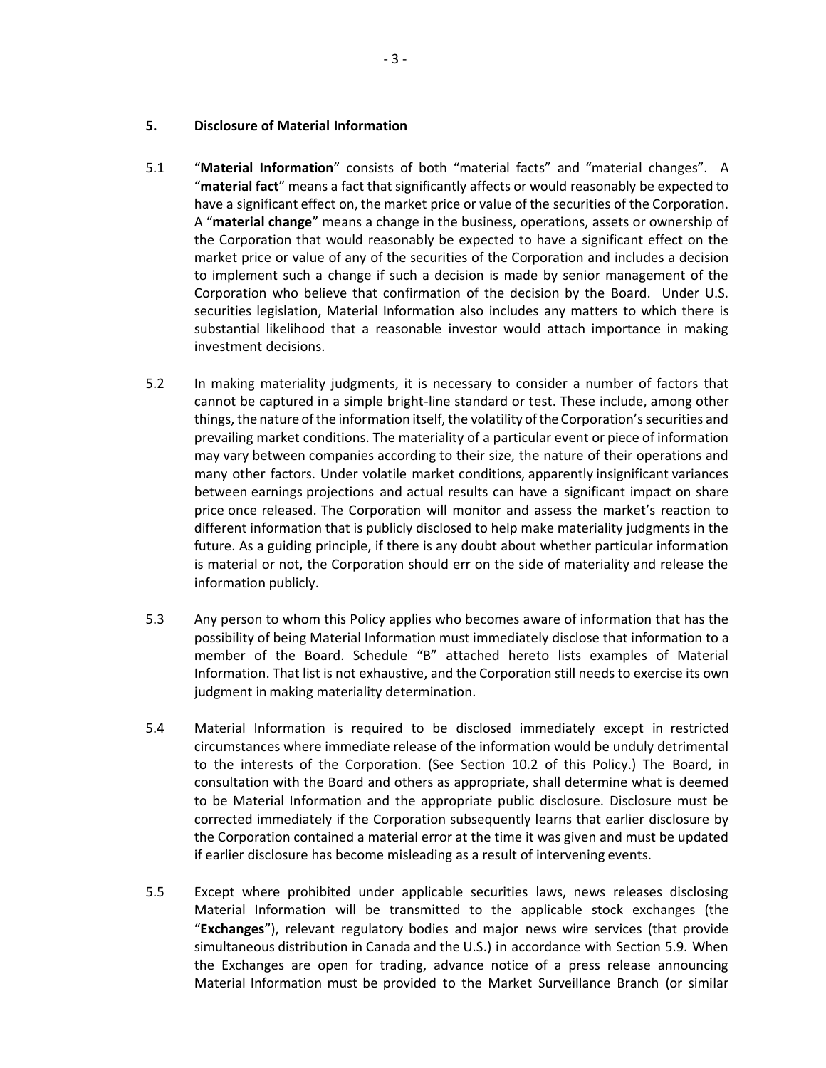## 5. Disclosure of Material Information

5.1 "**Material Information**" consists of both "material facts" and "material changes". A "**material fact**" means a fact that significantly affects or would reasonably be expected to have a significant effect on, the market price or value of the securities of the Corporation. A "**material change**" means a change in the business, operations, assets or ownership of the Corporation that would reasonably be expected to have a significant effect on the market price or value of any of the securities of the Corporation and includes a decision to implement such a change if such a decision is made by senior management of the Corporation who believe that confirmation of the decision by the Board. Under U.S. securities legislation, Material Information also includes any matters to which there is substantial likelihood that a reasonable investor would attach importance in making investment decisions.

5.2 In making materiality judgments, it is necessary to consider a number of factors that cannot be captured in a simple bright-line standard or test. These include, among other things, the nature of the information itself, the volatility of the Corporation's securities and prevailing market conditions. The materiality of a particular event or piece of information may vary between companies according to their size, the nature of their operations and many other factors. Under volatile market conditions, apparently insignificant variances between earnings projections and actual results can have a significant impact on share price once released. The Corporation will monitor and assess the market's reaction to different information that is publicly disclosed to help make materiality judgments in the future. As a guiding principle, if there is any doubt about whether particular information is material or not, the Corporation should err on the side of materiality and release the information publicly.

5.3 Any person to whom this Policy applies who becomes aware of information that has the possibility of being Material Information must immediately disclose that information to a member of the Board. Schedule "B" attached hereto lists examples of Material Information. That list is not exhaustive, and the Corporation still needs to exercise its own judgment in making materiality determination.

5.4 Material Information is required to be disclosed immediately except in restricted circumstances where immediate release of the information would be unduly detrimental to the interests of the Corporation. (See Section 10.2 of this Policy.) The Board, in consultation with the Board and others as appropriate, shall determine what is deemed to be Material Information and the appropriate public disclosure. Disclosure must be corrected immediately if the Corporation subsequently learns that earlier disclosure by the Corporation contained a material error at the time it was given and must be updated if earlier disclosure has become misleading as a result of intervening events.

5.5 Except where prohibited under applicable securities laws, news releases disclosing Material Information will be transmitted to the applicable stock exchanges (the "**Exchanges**"), relevant regulatory bodies and major news wire services (that provide simultaneous distribution in Canada and the U.S.) in accordance with Section 5.9. When the Exchanges are open for trading, advance notice of a press release announcing Material Information must be provided to the Market Surveillance Branch (or similar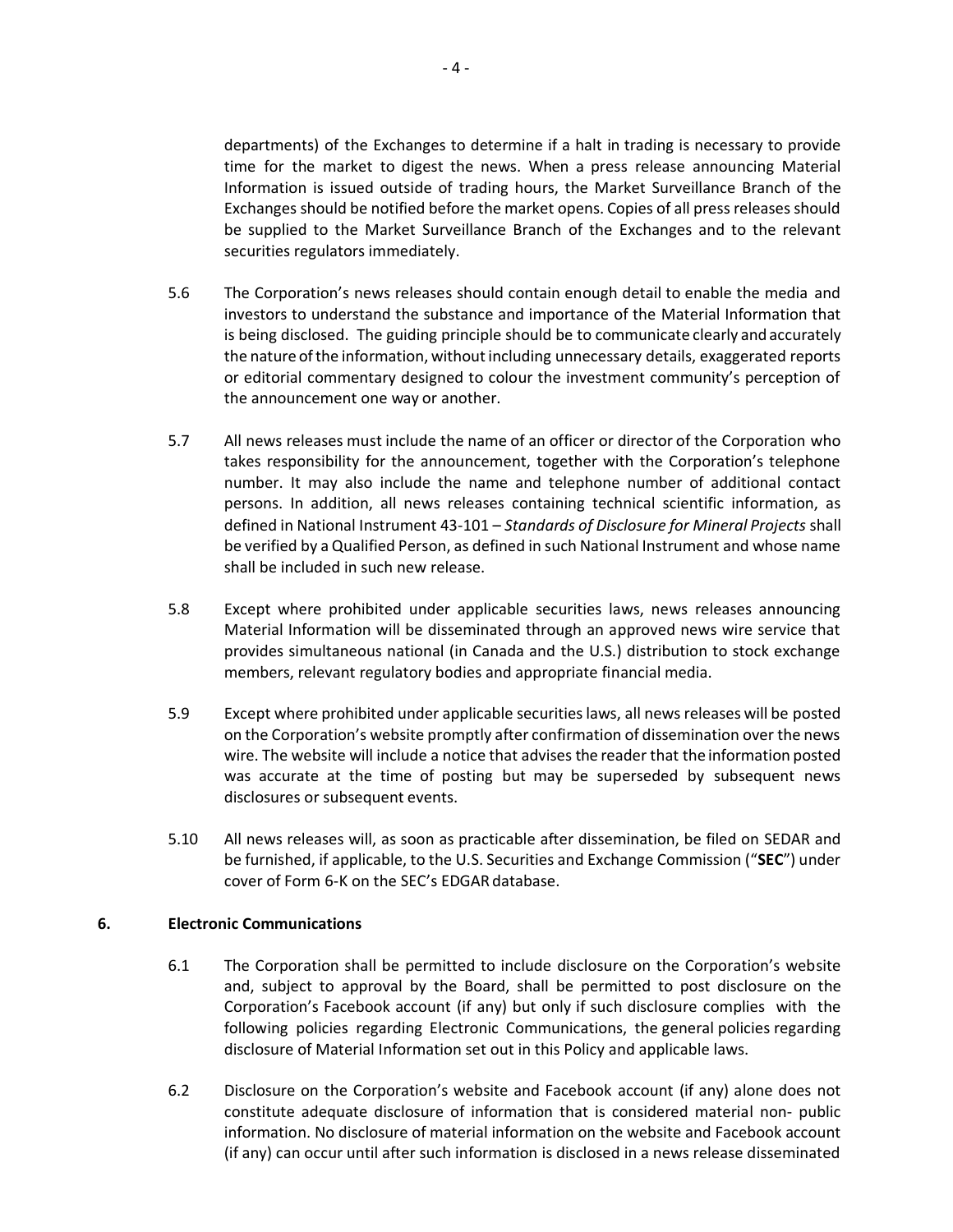departments) of the Exchanges to determine if a halt in trading is necessary to provide time for the market to digest the news. When a press release announcing Material Information is issued outside of trading hours, the Market Surveillance Branch of the Exchanges should be notified before the market opens. Copies of all press releases should be supplied to the Market Surveillance Branch of the Exchanges and to the relevant securities regulators immediately.

5.6 The Corporation's news releases should contain enough detail to enable the media and investors to understand the substance and importance of the Material Information that is being disclosed. The guiding principle should be to communicate clearly and accurately the nature of the information, without including unnecessary details, exaggerated reports or editorial commentary designed to colour the investment community's perception of the announcement one way or another.

5.7 All news releases must include the name of an officer or director of the Corporation who takes responsibility for the announcement, together with the Corporation's telephone number. It may also include the name and telephone number of additional contact persons. In addition, all news releases containing technical scientific information, as defined in National Instrument 43-101 – *Standards of Disclosure for Mineral Projects* shall be verified by a Qualified Person, as defined in such National Instrument and whose name shall be included in such new release.

5.8 Except where prohibited under applicable securities laws, news releases announcing Material Information will be disseminated through an approved news wire service that provides simultaneous national (in Canada and the U.S.) distribution to stock exchange members, relevant regulatory bodies and appropriate financial media.

5.9 Except where prohibited under applicable securities laws, all news releases will be posted on the Corporation's website promptly after confirmation of dissemination over the news wire. The website will include a notice that advises the reader that the information posted was accurate at the time of posting but may be superseded by subsequent news disclosures or subsequent events.

5.10 All news releases will, as soon as practicable after dissemination, be filed on SEDAR and be furnished, if applicable, to the U.S. Securities and Exchange Commission ("**SEC**") under cover of Form 6-K on the SEC's EDGAR database.

## 6. Electronic Communications

6.1 The Corporation shall be permitted to include disclosure on the Corporation's website and, subject to approval by the Board, shall be permitted to post disclosure on the Corporation's Facebook account (if any) but only if such disclosure complies with the following policies regarding Electronic Communications, the general policies regarding disclosure of Material Information set out in this Policy and applicable laws.

6.2 Disclosure on the Corporation's website and Facebook account (if any) alone does not constitute adequate disclosure of information that is considered material non- public information. No disclosure of material information on the website and Facebook account (if any) can occur until after such information is disclosed in a news release disseminated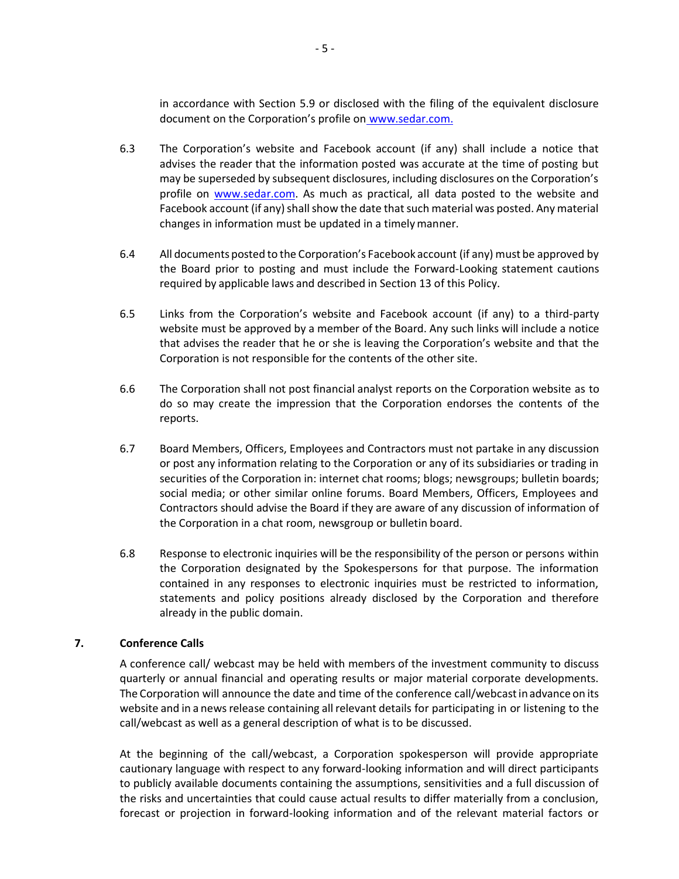in accordance with Section 5.9 or disclosed with the filing of the equivalent disclosure document on the Corporation's profile on www.sedar.com.

6.3 The Corporation's website and Facebook account (if any) shall include a notice that advises the reader that the information posted was accurate at the time of posting but may be superseded by subsequent disclosures, including disclosures on the Corporation's profile on www.sedar.com. As much as practical, all data posted to the website and Facebook account (if any) shall show the date that such material was posted. Any material changes in information must be updated in a timely manner.

6.4 All documents posted to the Corporation's Facebook account (if any) must be approved by the Board prior to posting and must include the Forward-Looking statement cautions required by applicable laws and described in Section 13 of this Policy.

6.5 Links from the Corporation's website and Facebook account (if any) to a third-party website must be approved by a member of the Board. Any such links will include a notice that advises the reader that he or she is leaving the Corporation's website and that the Corporation is not responsible for the contents of the other site.

6.6 The Corporation shall not post financial analyst reports on the Corporation website as to do so may create the impression that the Corporation endorses the contents of the reports.

6.7 Board Members, Officers, Employees and Contractors must not partake in any discussion or post any information relating to the Corporation or any of its subsidiaries or trading in securities of the Corporation in: internet chat rooms; blogs; newsgroups; bulletin boards; social media; or other similar online forums. Board Members, Officers, Employees and Contractors should advise the Board if they are aware of any discussion of information of the Corporation in a chat room, newsgroup or bulletin board.

6.8 Response to electronic inquiries will be the responsibility of the person or persons within the Corporation designated by the Spokespersons for that purpose. The information contained in any responses to electronic inquiries must be restricted to information, statements and policy positions already disclosed by the Corporation and therefore already in the public domain.

## 7. Conference Calls

A conference call/ webcast may be held with members of the investment community to discuss quarterly or annual financial and operating results or major material corporate developments. The Corporation will announce the date and time of the conference call/webcast in advance on its website and in a news release containing all relevant details for participating in or listening to the call/webcast as well as a general description of what is to be discussed.

At the beginning of the call/webcast, a Corporation spokesperson will provide appropriate cautionary language with respect to any forward-looking information and will direct participants to publicly available documents containing the assumptions, sensitivities and a full discussion of the risks and uncertainties that could cause actual results to differ materially from a conclusion, forecast or projection in forward-looking information and of the relevant material factors or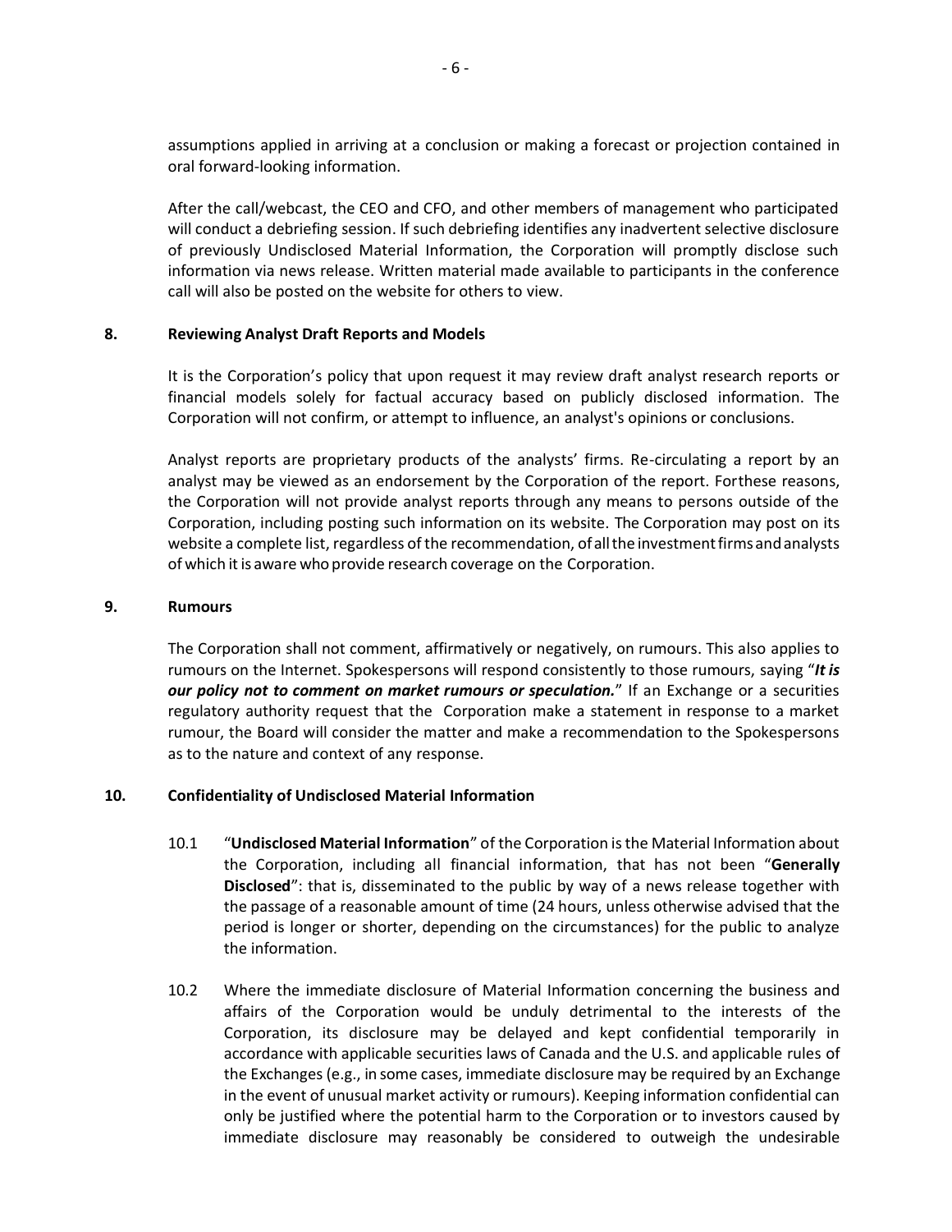assumptions applied in arriving at a conclusion or making a forecast or projection contained in oral forward-looking information.

After the call/webcast, the CEO and CFO, and other members of management who participated will conduct a debriefing session. If such debriefing identifies any inadvertent selective disclosure of previously Undisclosed Material Information, the Corporation will promptly disclose such information via news release. Written material made available to participants in the conference call will also be posted on the website for others to view.

## 8. Reviewing Analyst Draft Reports and Models

It is the Corporation's policy that upon request it may review draft analyst research reports or financial models solely for factual accuracy based on publicly disclosed information. The Corporation will not confirm, or attempt to influence, an analyst's opinions or conclusions.

Analyst reports are proprietary products of the analysts' firms. Re-circulating a report by an analyst may be viewed as an endorsement by the Corporation of the report. Forthese reasons, the Corporation will not provide analyst reports through any means to persons outside of the Corporation, including posting such information on its website. The Corporation may post on its website a complete list, regardless of the recommendation, of all the investment firms and analysts of which it is aware who provide research coverage on the Corporation.

## 9. Rumours

The Corporation shall not comment, affirmatively or negatively, on rumours. This also applies to rumours on the Internet. Spokespersons will respond consistently to those rumours, saying "***It is our policy not to comment on market rumours or speculation.***" If an Exchange or a securities regulatory authority request that the Corporation make a statement in response to a market rumour, the Board will consider the matter and make a recommendation to the Spokespersons as to the nature and context of any response.

## 10. Confidentiality of Undisclosed Material Information

10.1 "**Undisclosed Material Information**" of the Corporation is the Material Information about the Corporation, including all financial information, that has not been "**Generally Disclosed**": that is, disseminated to the public by way of a news release together with the passage of a reasonable amount of time (24 hours, unless otherwise advised that the period is longer or shorter, depending on the circumstances) for the public to analyze the information.

10.2 Where the immediate disclosure of Material Information concerning the business and affairs of the Corporation would be unduly detrimental to the interests of the Corporation, its disclosure may be delayed and kept confidential temporarily in accordance with applicable securities laws of Canada and the U.S. and applicable rules of the Exchanges (e.g., in some cases, immediate disclosure may be required by an Exchange in the event of unusual market activity or rumours). Keeping information confidential can only be justified where the potential harm to the Corporation or to investors caused by immediate disclosure may reasonably be considered to outweigh the undesirable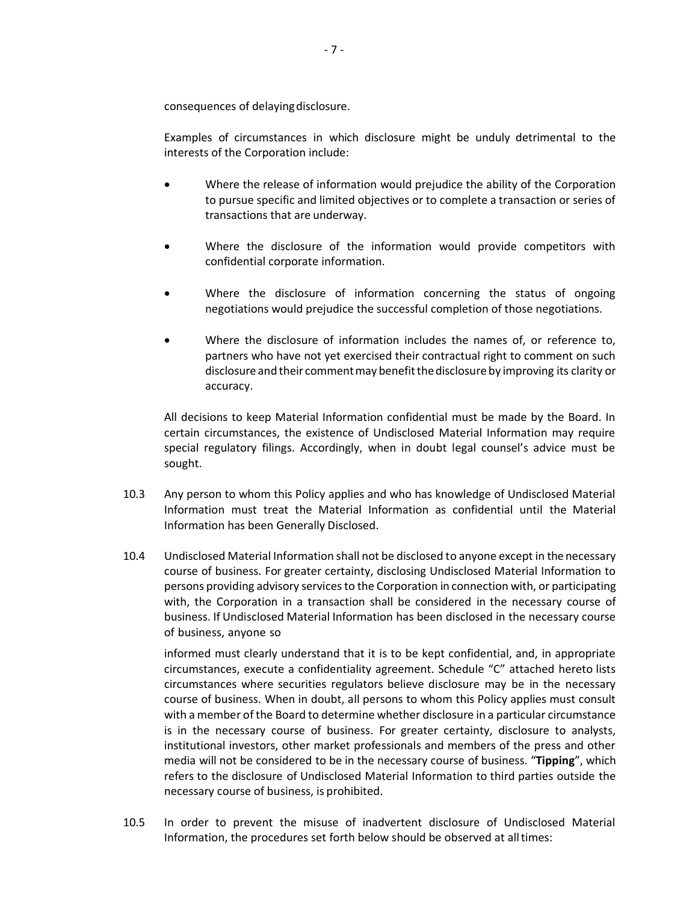consequences of delaying disclosure.

Examples of circumstances in which disclosure might be unduly detrimental to the interests of the Corporation include:

- Where the release of information would prejudice the ability of the Corporation to pursue specific and limited objectives or to complete a transaction or series of transactions that are underway.
- Where the disclosure of the information would provide competitors with confidential corporate information.
- Where the disclosure of information concerning the status of ongoing negotiations would prejudice the successful completion of those negotiations.
- Where the disclosure of information includes the names of, or reference to, partners who have not yet exercised their contractual right to comment on such disclosure and their comment may benefit the disclosure by improving its clarity or accuracy.

All decisions to keep Material Information confidential must be made by the Board. In certain circumstances, the existence of Undisclosed Material Information may require special regulatory filings. Accordingly, when in doubt legal counsel's advice must be sought.

10.3 Any person to whom this Policy applies and who has knowledge of Undisclosed Material Information must treat the Material Information as confidential until the Material Information has been Generally Disclosed.

10.4 Undisclosed Material Information shall not be disclosed to anyone except in the necessary course of business. For greater certainty, disclosing Undisclosed Material Information to persons providing advisory services to the Corporation in connection with, or participating with, the Corporation in a transaction shall be considered in the necessary course of business. If Undisclosed Material Information has been disclosed in the necessary course of business, anyone so informed must clearly understand that it is to be kept confidential, and, in appropriate circumstances, execute a confidentiality agreement. Schedule "C" attached hereto lists circumstances where securities regulators believe disclosure may be in the necessary course of business. When in doubt, all persons to whom this Policy applies must consult with a member of the Board to determine whether disclosure in a particular circumstance is in the necessary course of business. For greater certainty, disclosure to analysts, institutional investors, other market professionals and members of the press and other media will not be considered to be in the necessary course of business. "**Tipping**", which refers to the disclosure of Undisclosed Material Information to third parties outside the necessary course of business, is prohibited.

10.5 In order to prevent the misuse of inadvertent disclosure of Undisclosed Material Information, the procedures set forth below should be observed at all times: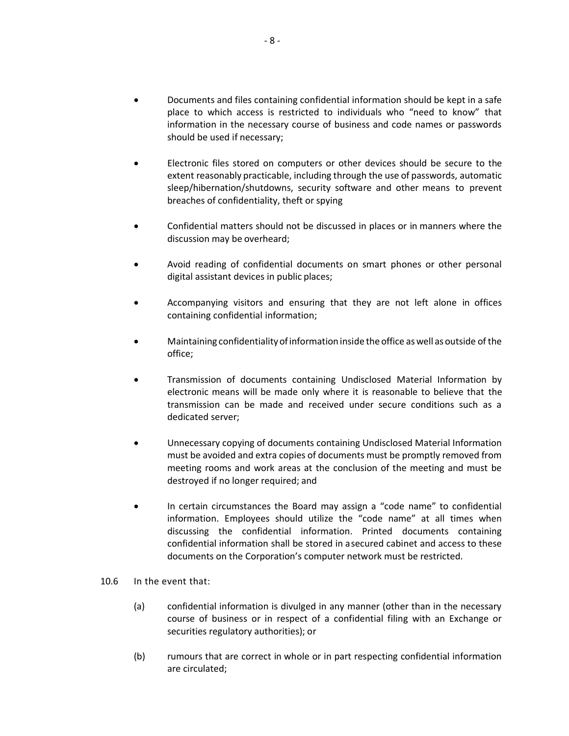- Documents and files containing confidential information should be kept in a safe place to which access is restricted to individuals who "need to know" that information in the necessary course of business and code names or passwords should be used if necessary;

- Electronic files stored on computers or other devices should be secure to the extent reasonably practicable, including through the use of passwords, automatic sleep/hibernation/shutdowns, security software and other means to prevent breaches of confidentiality, theft or spying

- Confidential matters should not be discussed in places or in manners where the discussion may be overheard;

- Avoid reading of confidential documents on smart phones or other personal digital assistant devices in public places;

- Accompanying visitors and ensuring that they are not left alone in offices containing confidential information;

- Maintaining confidentiality of information inside the office as well as outside of the office;

- Transmission of documents containing Undisclosed Material Information by electronic means will be made only where it is reasonable to believe that the transmission can be made and received under secure conditions such as a dedicated server;

- Unnecessary copying of documents containing Undisclosed Material Information must be avoided and extra copies of documents must be promptly removed from meeting rooms and work areas at the conclusion of the meeting and must be destroyed if no longer required; and

- In certain circumstances the Board may assign a "code name" to confidential information. Employees should utilize the "code name" at all times when discussing the confidential information. Printed documents containing confidential information shall be stored in a secured cabinet and access to these documents on the Corporation's computer network must be restricted.

10.6 In the event that:

(a) confidential information is divulged in any manner (other than in the necessary course of business or in respect of a confidential filing with an Exchange or securities regulatory authorities); or

(b) rumours that are correct in whole or in part respecting confidential information are circulated;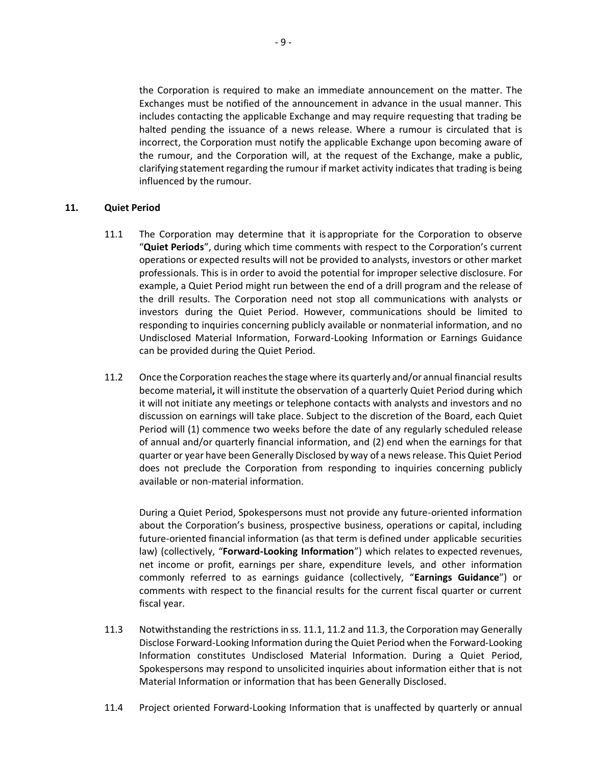the Corporation is required to make an immediate announcement on the matter. The Exchanges must be notified of the announcement in advance in the usual manner. This includes contacting the applicable Exchange and may require requesting that trading be halted pending the issuance of a news release. Where a rumour is circulated that is incorrect, the Corporation must notify the applicable Exchange upon becoming aware of the rumour, and the Corporation will, at the request of the Exchange, make a public, clarifying statement regarding the rumour if market activity indicates that trading is being influenced by the rumour.

## 11. Quiet Period

11.1 The Corporation may determine that it is appropriate for the Corporation to observe "**Quiet Periods**", during which time comments with respect to the Corporation's current operations or expected results will not be provided to analysts, investors or other market professionals. This is in order to avoid the potential for improper selective disclosure. For example, a Quiet Period might run between the end of a drill program and the release of the drill results. The Corporation need not stop all communications with analysts or investors during the Quiet Period. However, communications should be limited to responding to inquiries concerning publicly available or nonmaterial information, and no Undisclosed Material Information, Forward-Looking Information or Earnings Guidance can be provided during the Quiet Period.

11.2 Once the Corporation reaches the stage where its quarterly and/or annual financial results become material**,** it will institute the observation of a quarterly Quiet Period during which it will not initiate any meetings or telephone contacts with analysts and investors and no discussion on earnings will take place. Subject to the discretion of the Board, each Quiet Period will (1) commence two weeks before the date of any regularly scheduled release of annual and/or quarterly financial information, and (2) end when the earnings for that quarter or year have been Generally Disclosed by way of a news release. This Quiet Period does not preclude the Corporation from responding to inquiries concerning publicly available or non-material information.

During a Quiet Period, Spokespersons must not provide any future-oriented information about the Corporation's business, prospective business, operations or capital, including future-oriented financial information (as that term is defined under applicable securities law) (collectively, "**Forward-Looking Information**") which relates to expected revenues, net income or profit, earnings per share, expenditure levels, and other information commonly referred to as earnings guidance (collectively, "**Earnings Guidance**") or comments with respect to the financial results for the current fiscal quarter or current fiscal year.

11.3 Notwithstanding the restrictions in ss. 11.1, 11.2 and 11.3, the Corporation may Generally Disclose Forward-Looking Information during the Quiet Period when the Forward-Looking Information constitutes Undisclosed Material Information. During a Quiet Period, Spokespersons may respond to unsolicited inquiries about information either that is not Material Information or information that has been Generally Disclosed.

11.4 Project oriented Forward-Looking Information that is unaffected by quarterly or annual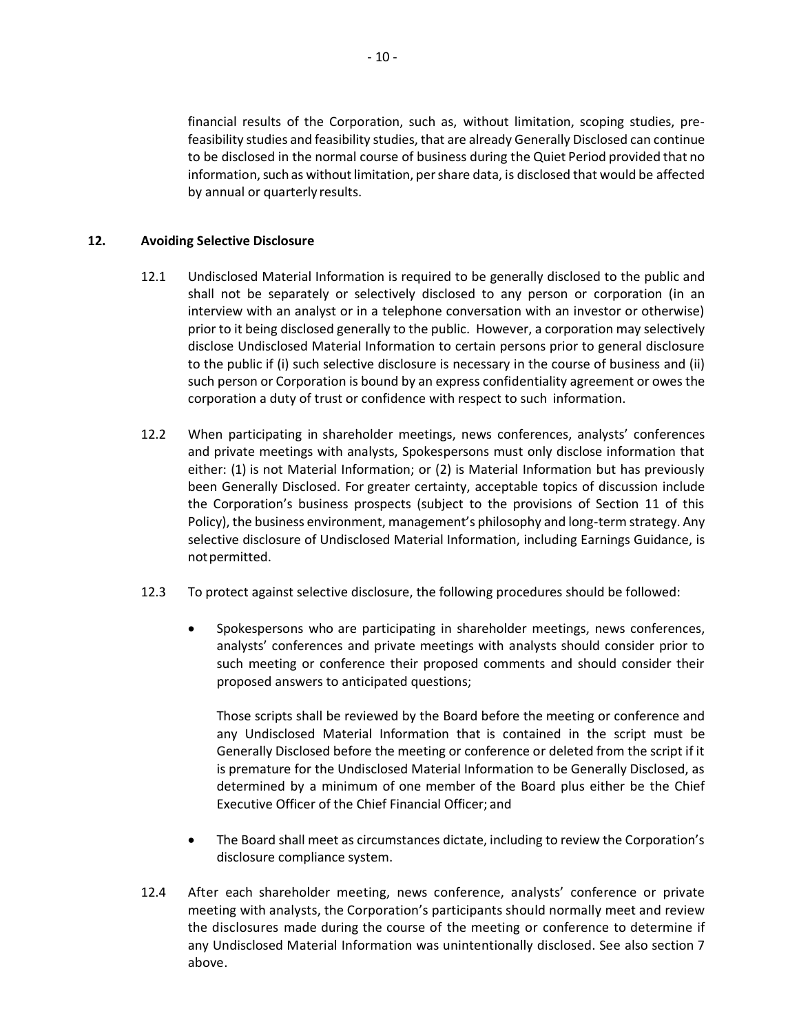financial results of the Corporation, such as, without limitation, scoping studies, pre-feasibility studies and feasibility studies, that are already Generally Disclosed can continue to be disclosed in the normal course of business during the Quiet Period provided that no information, such as without limitation, per share data, is disclosed that would be affected by annual or quarterly results.

## 12. Avoiding Selective Disclosure

12.1 Undisclosed Material Information is required to be generally disclosed to the public and shall not be separately or selectively disclosed to any person or corporation (in an interview with an analyst or in a telephone conversation with an investor or otherwise) prior to it being disclosed generally to the public. However, a corporation may selectively disclose Undisclosed Material Information to certain persons prior to general disclosure to the public if (i) such selective disclosure is necessary in the course of business and (ii) such person or Corporation is bound by an express confidentiality agreement or owes the corporation a duty of trust or confidence with respect to such information.

12.2 When participating in shareholder meetings, news conferences, analysts' conferences and private meetings with analysts, Spokespersons must only disclose information that either: (1) is not Material Information; or (2) is Material Information but has previously been Generally Disclosed. For greater certainty, acceptable topics of discussion include the Corporation's business prospects (subject to the provisions of Section 11 of this Policy), the business environment, management's philosophy and long-term strategy. Any selective disclosure of Undisclosed Material Information, including Earnings Guidance, is not permitted.

12.3 To protect against selective disclosure, the following procedures should be followed:

- Spokespersons who are participating in shareholder meetings, news conferences, analysts' conferences and private meetings with analysts should consider prior to such meeting or conference their proposed comments and should consider their proposed answers to anticipated questions;

  Those scripts shall be reviewed by the Board before the meeting or conference and any Undisclosed Material Information that is contained in the script must be Generally Disclosed before the meeting or conference or deleted from the script if it is premature for the Undisclosed Material Information to be Generally Disclosed, as determined by a minimum of one member of the Board plus either be the Chief Executive Officer of the Chief Financial Officer; and

- The Board shall meet as circumstances dictate, including to review the Corporation's disclosure compliance system.

12.4 After each shareholder meeting, news conference, analysts' conference or private meeting with analysts, the Corporation's participants should normally meet and review the disclosures made during the course of the meeting or conference to determine if any Undisclosed Material Information was unintentionally disclosed. See also section 7 above.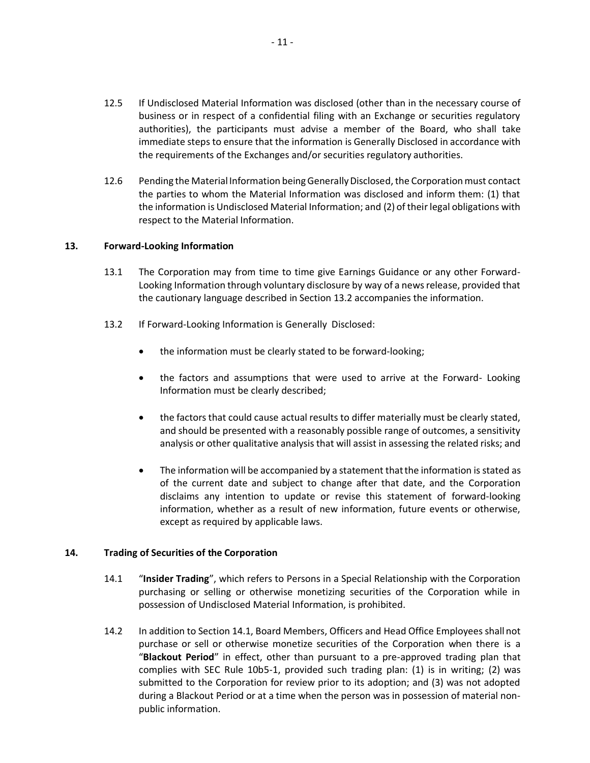12.5 If Undisclosed Material Information was disclosed (other than in the necessary course of business or in respect of a confidential filing with an Exchange or securities regulatory authorities), the participants must advise a member of the Board, who shall take immediate steps to ensure that the information is Generally Disclosed in accordance with the requirements of the Exchanges and/or securities regulatory authorities.

12.6 Pending the Material Information being Generally Disclosed, the Corporation must contact the parties to whom the Material Information was disclosed and inform them: (1) that the information is Undisclosed Material Information; and (2) of their legal obligations with respect to the Material Information.

## 13. Forward-Looking Information

13.1 The Corporation may from time to time give Earnings Guidance or any other Forward-Looking Information through voluntary disclosure by way of a news release, provided that the cautionary language described in Section 13.2 accompanies the information.

13.2 If Forward-Looking Information is Generally Disclosed:

- the information must be clearly stated to be forward-looking;
- the factors and assumptions that were used to arrive at the Forward- Looking Information must be clearly described;
- the factors that could cause actual results to differ materially must be clearly stated, and should be presented with a reasonably possible range of outcomes, a sensitivity analysis or other qualitative analysis that will assist in assessing the related risks; and
- The information will be accompanied by a statement that the information is stated as of the current date and subject to change after that date, and the Corporation disclaims any intention to update or revise this statement of forward-looking information, whether as a result of new information, future events or otherwise, except as required by applicable laws.

## 14. Trading of Securities of the Corporation

14.1 "**Insider Trading**", which refers to Persons in a Special Relationship with the Corporation purchasing or selling or otherwise monetizing securities of the Corporation while in possession of Undisclosed Material Information, is prohibited.

14.2 In addition to Section 14.1, Board Members, Officers and Head Office Employees shall not purchase or sell or otherwise monetize securities of the Corporation when there is a "**Blackout Period**" in effect, other than pursuant to a pre-approved trading plan that complies with SEC Rule 10b5-1, provided such trading plan: (1) is in writing; (2) was submitted to the Corporation for review prior to its adoption; and (3) was not adopted during a Blackout Period or at a time when the person was in possession of material non-public information.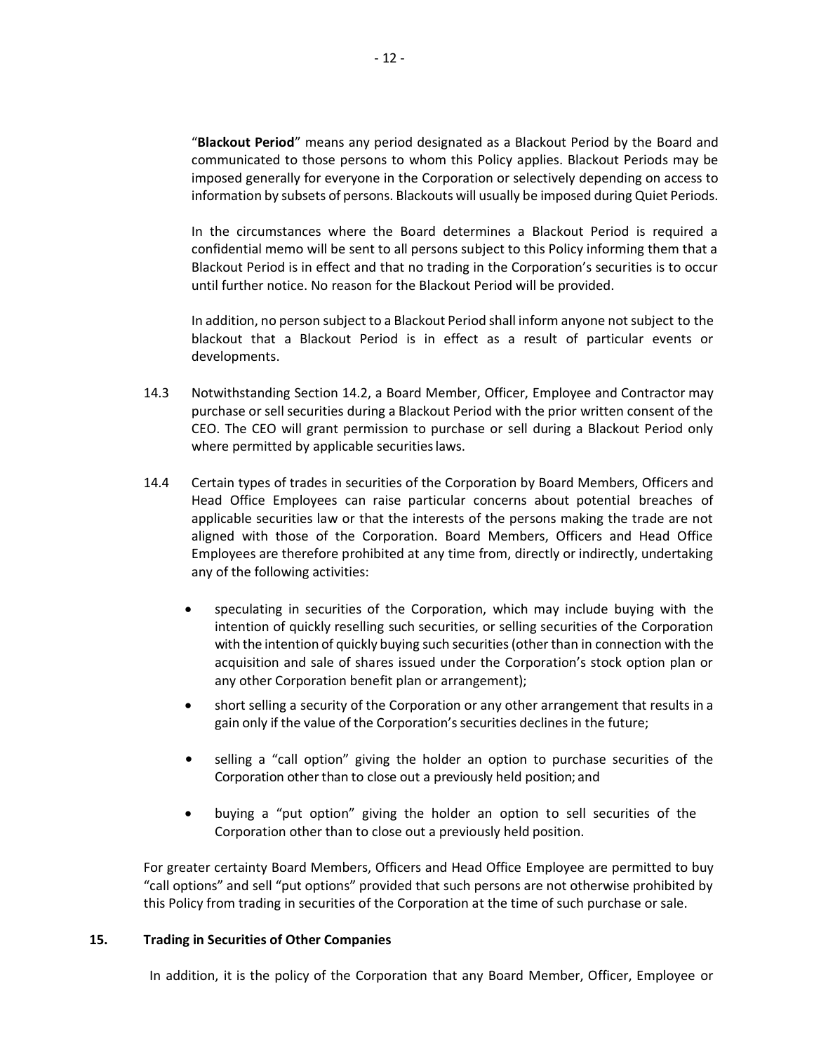"**Blackout Period**" means any period designated as a Blackout Period by the Board and communicated to those persons to whom this Policy applies. Blackout Periods may be imposed generally for everyone in the Corporation or selectively depending on access to information by subsets of persons. Blackouts will usually be imposed during Quiet Periods.

In the circumstances where the Board determines a Blackout Period is required a confidential memo will be sent to all persons subject to this Policy informing them that a Blackout Period is in effect and that no trading in the Corporation's securities is to occur until further notice. No reason for the Blackout Period will be provided.

In addition, no person subject to a Blackout Period shall inform anyone not subject to the blackout that a Blackout Period is in effect as a result of particular events or developments.

14.3 Notwithstanding Section 14.2, a Board Member, Officer, Employee and Contractor may purchase or sell securities during a Blackout Period with the prior written consent of the CEO. The CEO will grant permission to purchase or sell during a Blackout Period only where permitted by applicable securities laws.

14.4 Certain types of trades in securities of the Corporation by Board Members, Officers and Head Office Employees can raise particular concerns about potential breaches of applicable securities law or that the interests of the persons making the trade are not aligned with those of the Corporation. Board Members, Officers and Head Office Employees are therefore prohibited at any time from, directly or indirectly, undertaking any of the following activities:

- speculating in securities of the Corporation, which may include buying with the intention of quickly reselling such securities, or selling securities of the Corporation with the intention of quickly buying such securities (other than in connection with the acquisition and sale of shares issued under the Corporation's stock option plan or any other Corporation benefit plan or arrangement);
- short selling a security of the Corporation or any other arrangement that results in a gain only if the value of the Corporation's securities declines in the future;
- selling a "call option" giving the holder an option to purchase securities of the Corporation other than to close out a previously held position; and
- buying a "put option" giving the holder an option to sell securities of the Corporation other than to close out a previously held position.

For greater certainty Board Members, Officers and Head Office Employee are permitted to buy "call options" and sell "put options" provided that such persons are not otherwise prohibited by this Policy from trading in securities of the Corporation at the time of such purchase or sale.

## 15. Trading in Securities of Other Companies

In addition, it is the policy of the Corporation that any Board Member, Officer, Employee or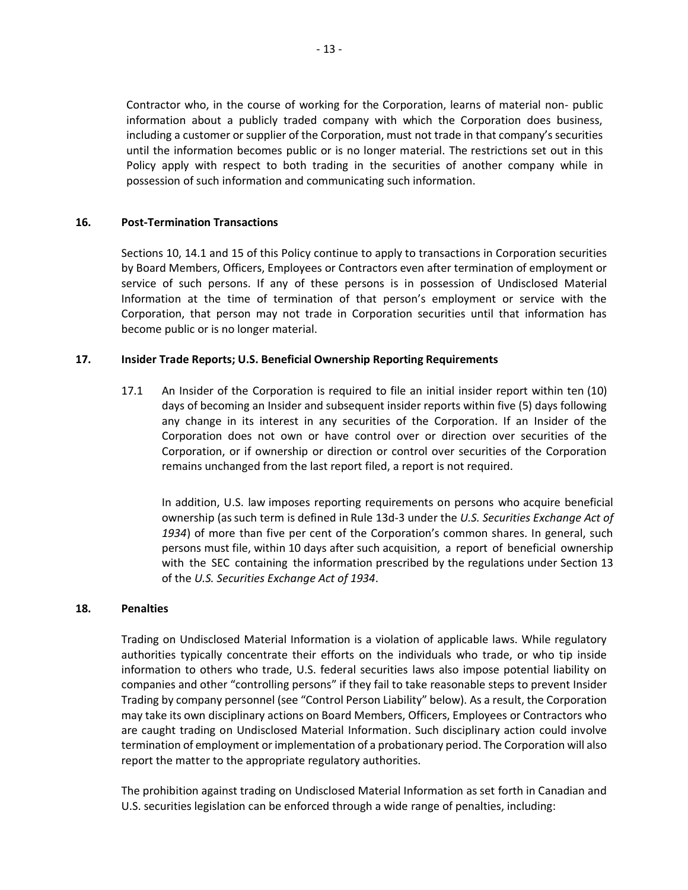Contractor who, in the course of working for the Corporation, learns of material non- public information about a publicly traded company with which the Corporation does business, including a customer or supplier of the Corporation, must not trade in that company's securities until the information becomes public or is no longer material. The restrictions set out in this Policy apply with respect to both trading in the securities of another company while in possession of such information and communicating such information.

## 16. Post-Termination Transactions

Sections 10, 14.1 and 15 of this Policy continue to apply to transactions in Corporation securities by Board Members, Officers, Employees or Contractors even after termination of employment or service of such persons. If any of these persons is in possession of Undisclosed Material Information at the time of termination of that person's employment or service with the Corporation, that person may not trade in Corporation securities until that information has become public or is no longer material.

## 17. Insider Trade Reports; U.S. Beneficial Ownership Reporting Requirements

17.1 An Insider of the Corporation is required to file an initial insider report within ten (10) days of becoming an Insider and subsequent insider reports within five (5) days following any change in its interest in any securities of the Corporation. If an Insider of the Corporation does not own or have control over or direction over securities of the Corporation, or if ownership or direction or control over securities of the Corporation remains unchanged from the last report filed, a report is not required.

In addition, U.S. law imposes reporting requirements on persons who acquire beneficial ownership (as such term is defined in Rule 13d-3 under the *U.S. Securities Exchange Act of 1934*) of more than five per cent of the Corporation's common shares. In general, such persons must file, within 10 days after such acquisition, a report of beneficial ownership with the SEC containing the information prescribed by the regulations under Section 13 of the *U.S. Securities Exchange Act of 1934*.

## 18. Penalties

Trading on Undisclosed Material Information is a violation of applicable laws. While regulatory authorities typically concentrate their efforts on the individuals who trade, or who tip inside information to others who trade, U.S. federal securities laws also impose potential liability on companies and other "controlling persons" if they fail to take reasonable steps to prevent Insider Trading by company personnel (see "Control Person Liability" below). As a result, the Corporation may take its own disciplinary actions on Board Members, Officers, Employees or Contractors who are caught trading on Undisclosed Material Information. Such disciplinary action could involve termination of employment or implementation of a probationary period. The Corporation will also report the matter to the appropriate regulatory authorities.

The prohibition against trading on Undisclosed Material Information as set forth in Canadian and U.S. securities legislation can be enforced through a wide range of penalties, including: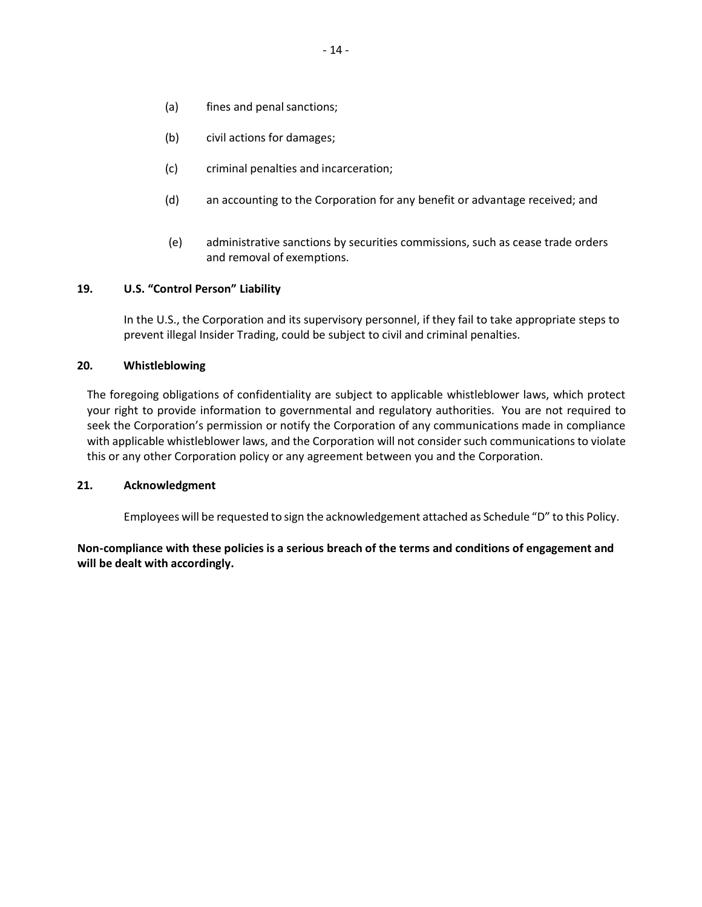(a) fines and penal sanctions;

(b) civil actions for damages;

(c) criminal penalties and incarceration;

(d) an accounting to the Corporation for any benefit or advantage received; and

(e) administrative sanctions by securities commissions, such as cease trade orders and removal of exemptions.

## 19. U.S. "Control Person" Liability

In the U.S., the Corporation and its supervisory personnel, if they fail to take appropriate steps to prevent illegal Insider Trading, could be subject to civil and criminal penalties.

## 20. Whistleblowing

The foregoing obligations of confidentiality are subject to applicable whistleblower laws, which protect your right to provide information to governmental and regulatory authorities. You are not required to seek the Corporation's permission or notify the Corporation of any communications made in compliance with applicable whistleblower laws, and the Corporation will not consider such communications to violate this or any other Corporation policy or any agreement between you and the Corporation.

## 21. Acknowledgment

Employees will be requested to sign the acknowledgement attached as Schedule "D" to this Policy.

**Non-compliance with these policies is a serious breach of the terms and conditions of engagement and will be dealt with accordingly.**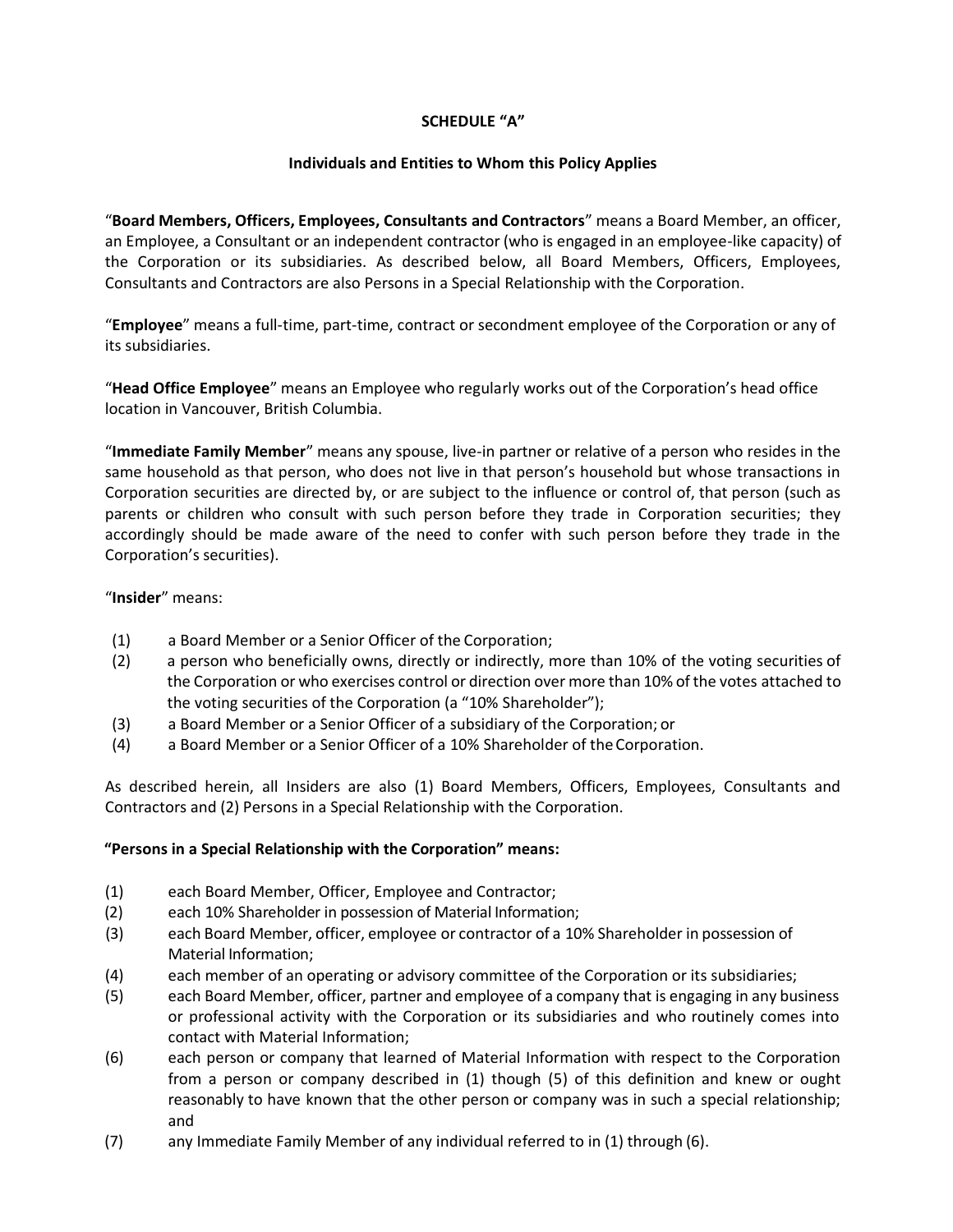**SCHEDULE "A"**

**Individuals and Entities to Whom this Policy Applies**

"**Board Members, Officers, Employees, Consultants and Contractors**" means a Board Member, an officer, an Employee, a Consultant or an independent contractor (who is engaged in an employee-like capacity) of the Corporation or its subsidiaries. As described below, all Board Members, Officers, Employees, Consultants and Contractors are also Persons in a Special Relationship with the Corporation.

"**Employee**" means a full-time, part-time, contract or secondment employee of the Corporation or any of its subsidiaries.

"**Head Office Employee**" means an Employee who regularly works out of the Corporation's head office location in Vancouver, British Columbia.

"**Immediate Family Member**" means any spouse, live-in partner or relative of a person who resides in the same household as that person, who does not live in that person's household but whose transactions in Corporation securities are directed by, or are subject to the influence or control of, that person (such as parents or children who consult with such person before they trade in Corporation securities; they accordingly should be made aware of the need to confer with such person before they trade in the Corporation's securities).

"**Insider**" means:

(1) a Board Member or a Senior Officer of the Corporation;

(2) a person who beneficially owns, directly or indirectly, more than 10% of the voting securities of the Corporation or who exercises control or direction over more than 10% of the votes attached to the voting securities of the Corporation (a "10% Shareholder");

(3) a Board Member or a Senior Officer of a subsidiary of the Corporation; or

(4) a Board Member or a Senior Officer of a 10% Shareholder of the Corporation.

As described herein, all Insiders are also (1) Board Members, Officers, Employees, Consultants and Contractors and (2) Persons in a Special Relationship with the Corporation.

**"Persons in a Special Relationship with the Corporation" means:**

(1) each Board Member, Officer, Employee and Contractor;

(2) each 10% Shareholder in possession of Material Information;

(3) each Board Member, officer, employee or contractor of a 10% Shareholder in possession of Material Information;

(4) each member of an operating or advisory committee of the Corporation or its subsidiaries;

(5) each Board Member, officer, partner and employee of a company that is engaging in any business or professional activity with the Corporation or its subsidiaries and who routinely comes into contact with Material Information;

(6) each person or company that learned of Material Information with respect to the Corporation from a person or company described in (1) though (5) of this definition and knew or ought reasonably to have known that the other person or company was in such a special relationship; and

(7) any Immediate Family Member of any individual referred to in (1) through (6).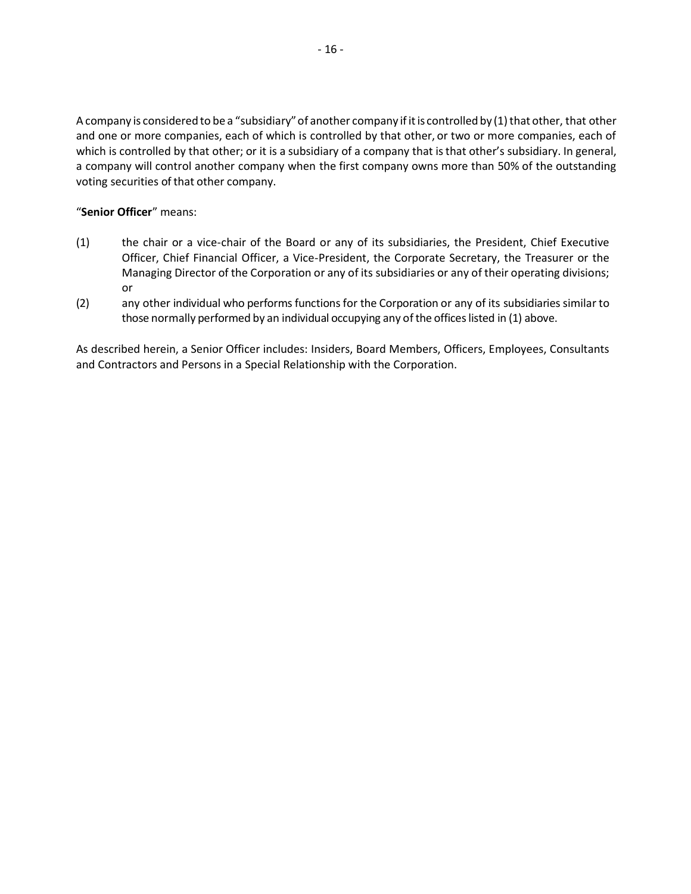A company is considered to be a "subsidiary" of another company if it is controlled by (1) that other, that other and one or more companies, each of which is controlled by that other, or two or more companies, each of which is controlled by that other; or it is a subsidiary of a company that is that other's subsidiary. In general, a company will control another company when the first company owns more than 50% of the outstanding voting securities of that other company.

"**Senior Officer**" means:

(1) the chair or a vice-chair of the Board or any of its subsidiaries, the President, Chief Executive Officer, Chief Financial Officer, a Vice-President, the Corporate Secretary, the Treasurer or the Managing Director of the Corporation or any of its subsidiaries or any of their operating divisions; or

(2) any other individual who performs functions for the Corporation or any of its subsidiaries similar to those normally performed by an individual occupying any of the offices listed in (1) above.

As described herein, a Senior Officer includes: Insiders, Board Members, Officers, Employees, Consultants and Contractors and Persons in a Special Relationship with the Corporation.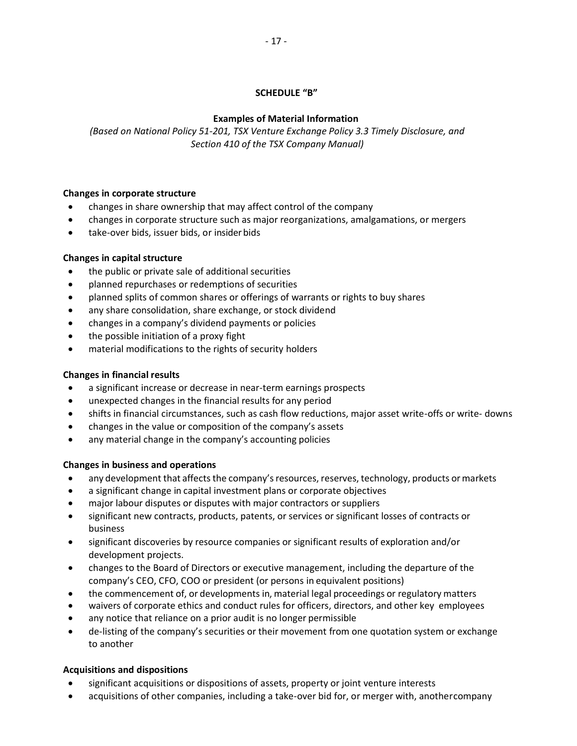## SCHEDULE "B"

### Examples of Material Information

*(Based on National Policy 51-201, TSX Venture Exchange Policy 3.3 Timely Disclosure, and Section 410 of the TSX Company Manual)*

**Changes in corporate structure**

- changes in share ownership that may affect control of the company
- changes in corporate structure such as major reorganizations, amalgamations, or mergers
- take-over bids, issuer bids, or insider bids

**Changes in capital structure**

- the public or private sale of additional securities
- planned repurchases or redemptions of securities
- planned splits of common shares or offerings of warrants or rights to buy shares
- any share consolidation, share exchange, or stock dividend
- changes in a company's dividend payments or policies
- the possible initiation of a proxy fight
- material modifications to the rights of security holders

**Changes in financial results**

- a significant increase or decrease in near-term earnings prospects
- unexpected changes in the financial results for any period
- shifts in financial circumstances, such as cash flow reductions, major asset write-offs or write- downs
- changes in the value or composition of the company's assets
- any material change in the company's accounting policies

**Changes in business and operations**

- any development that affects the company's resources, reserves, technology, products or markets
- a significant change in capital investment plans or corporate objectives
- major labour disputes or disputes with major contractors or suppliers
- significant new contracts, products, patents, or services or significant losses of contracts or business
- significant discoveries by resource companies or significant results of exploration and/or development projects.
- changes to the Board of Directors or executive management, including the departure of the company's CEO, CFO, COO or president (or persons in equivalent positions)
- the commencement of, or developments in, material legal proceedings or regulatory matters
- waivers of corporate ethics and conduct rules for officers, directors, and other key employees
- any notice that reliance on a prior audit is no longer permissible
- de-listing of the company's securities or their movement from one quotation system or exchange to another

**Acquisitions and dispositions**

- significant acquisitions or dispositions of assets, property or joint venture interests
- acquisitions of other companies, including a take-over bid for, or merger with, another company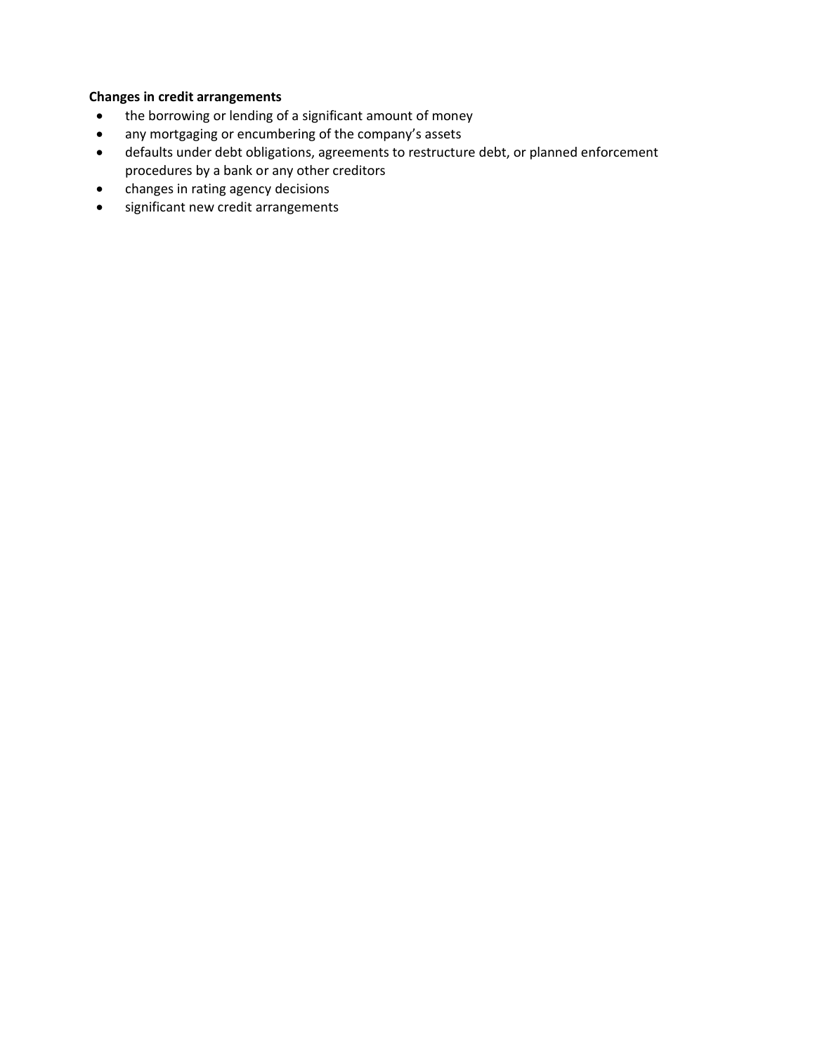**Changes in credit arrangements**

- the borrowing or lending of a significant amount of money
- any mortgaging or encumbering of the company’s assets
- defaults under debt obligations, agreements to restructure debt, or planned enforcement procedures by a bank or any other creditors
- changes in rating agency decisions
- significant new credit arrangements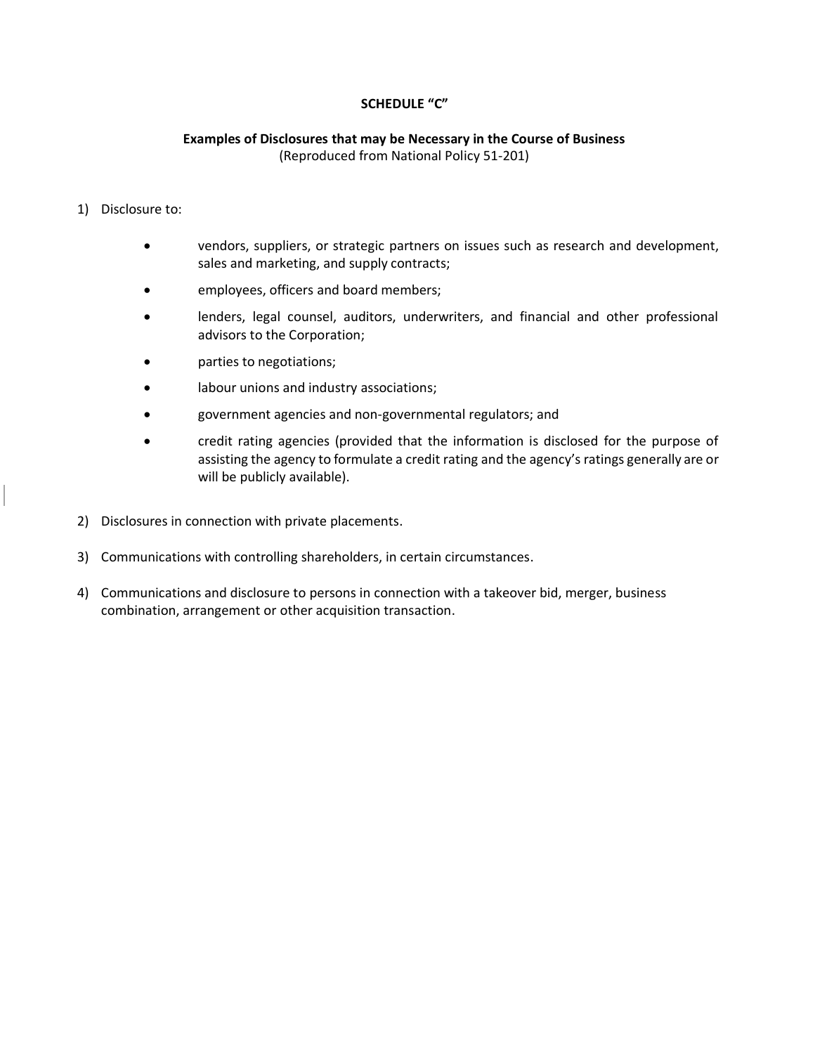**SCHEDULE "C"**

**Examples of Disclosures that may be Necessary in the Course of Business**
(Reproduced from National Policy 51-201)

1) Disclosure to:

   - vendors, suppliers, or strategic partners on issues such as research and development, sales and marketing, and supply contracts;
   - employees, officers and board members;
   - lenders, legal counsel, auditors, underwriters, and financial and other professional advisors to the Corporation;
   - parties to negotiations;
   - labour unions and industry associations;
   - government agencies and non-governmental regulators; and
   - credit rating agencies (provided that the information is disclosed for the purpose of assisting the agency to formulate a credit rating and the agency's ratings generally are or will be publicly available).

2) Disclosures in connection with private placements.

3) Communications with controlling shareholders, in certain circumstances.

4) Communications and disclosure to persons in connection with a takeover bid, merger, business combination, arrangement or other acquisition transaction.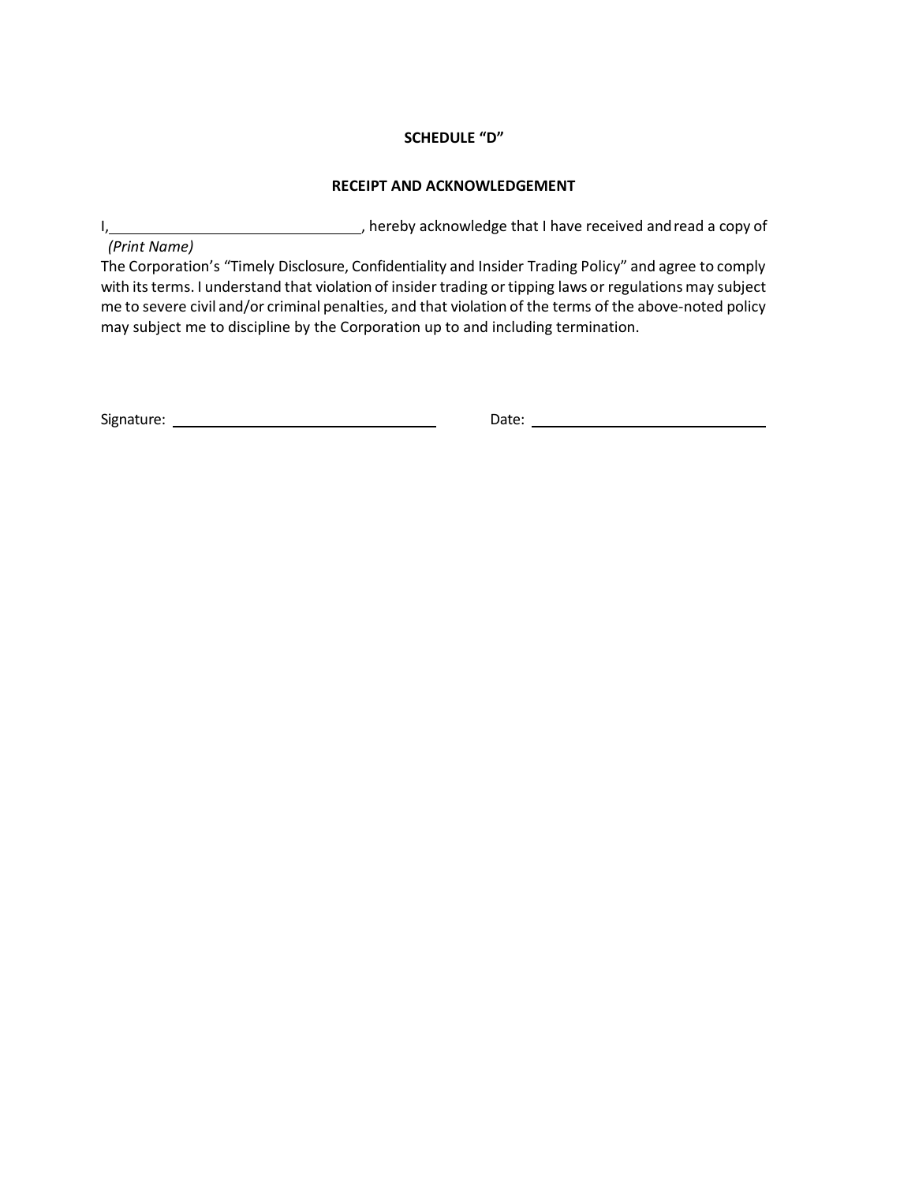**SCHEDULE "D"**

**RECEIPT AND ACKNOWLEDGEMENT**

I,\_\_\_\_\_\_\_\_\_\_\_\_\_\_\_\_\_\_\_\_\_\_\_\_\_\_\_\_\_\_\_\_, hereby acknowledge that I have received and read a copy of
*(Print Name)*
The Corporation's "Timely Disclosure, Confidentiality and Insider Trading Policy" and agree to comply with its terms. I understand that violation of insider trading or tipping laws or regulations may subject me to severe civil and/or criminal penalties, and that violation of the terms of the above-noted policy may subject me to discipline by the Corporation up to and including termination.

Signature: \_\_\_\_\_\_\_\_\_\_\_\_\_\_\_\_\_\_\_\_\_\_\_\_\_\_\_\_\_\_\_\_\_\_ Date: \_\_\_\_\_\_\_\_\_\_\_\_\_\_\_\_\_\_\_\_\_\_\_\_\_\_\_\_\_\_